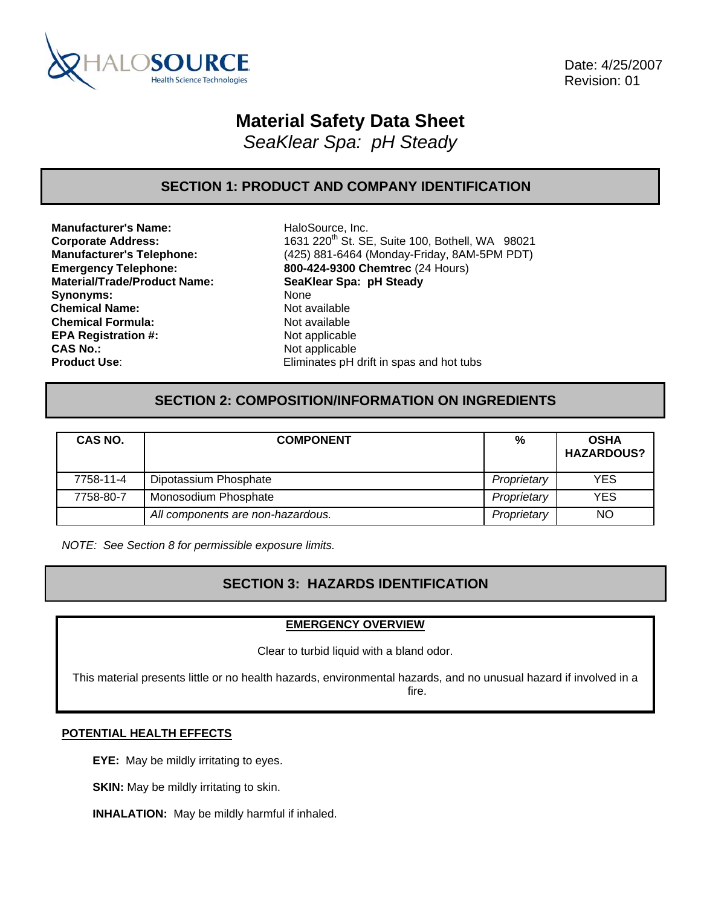HALOSOURCE Health Science Technologies

Date: 4/25/2007
Revision: 01

# Material Safety Data Sheet

*SeaKlear Spa: pH Steady*

## SECTION 1: PRODUCT AND COMPANY IDENTIFICATION

**Manufacturer's Name:** HaloSource, Inc.
**Corporate Address:** 1631 220th St. SE, Suite 100, Bothell, WA 98021
**Manufacturer's Telephone:** (425) 881-6464 (Monday-Friday, 8AM-5PM PDT)
**Emergency Telephone:** **800-424-9300 Chemtrec** (24 Hours)
**Material/Trade/Product Name:** **SeaKlear Spa: pH Steady**
**Synonyms:** None
**Chemical Name:** Not available
**Chemical Formula:** Not available
**EPA Registration #:** Not applicable
**CAS No.:** Not applicable
**Product Use**: Eliminates pH drift in spas and hot tubs

## SECTION 2: COMPOSITION/INFORMATION ON INGREDIENTS

| CAS NO. | COMPONENT | % | OSHA HAZARDOUS? |
|---|---|---|---|
| 7758-11-4 | Dipotassium Phosphate | *Proprietary* | YES |
| 7758-80-7 | Monosodium Phosphate | *Proprietary* | YES |
| | *All components are non-hazardous.* | *Proprietary* | NO |

*NOTE: See Section 8 for permissible exposure limits.*

## SECTION 3: HAZARDS IDENTIFICATION

**EMERGENCY OVERVIEW**

Clear to turbid liquid with a bland odor.

This material presents little or no health hazards, environmental hazards, and no unusual hazard if involved in a fire.

**POTENTIAL HEALTH EFFECTS**

**EYE:** May be mildly irritating to eyes.

**SKIN:** May be mildly irritating to skin.

**INHALATION:** May be mildly harmful if inhaled.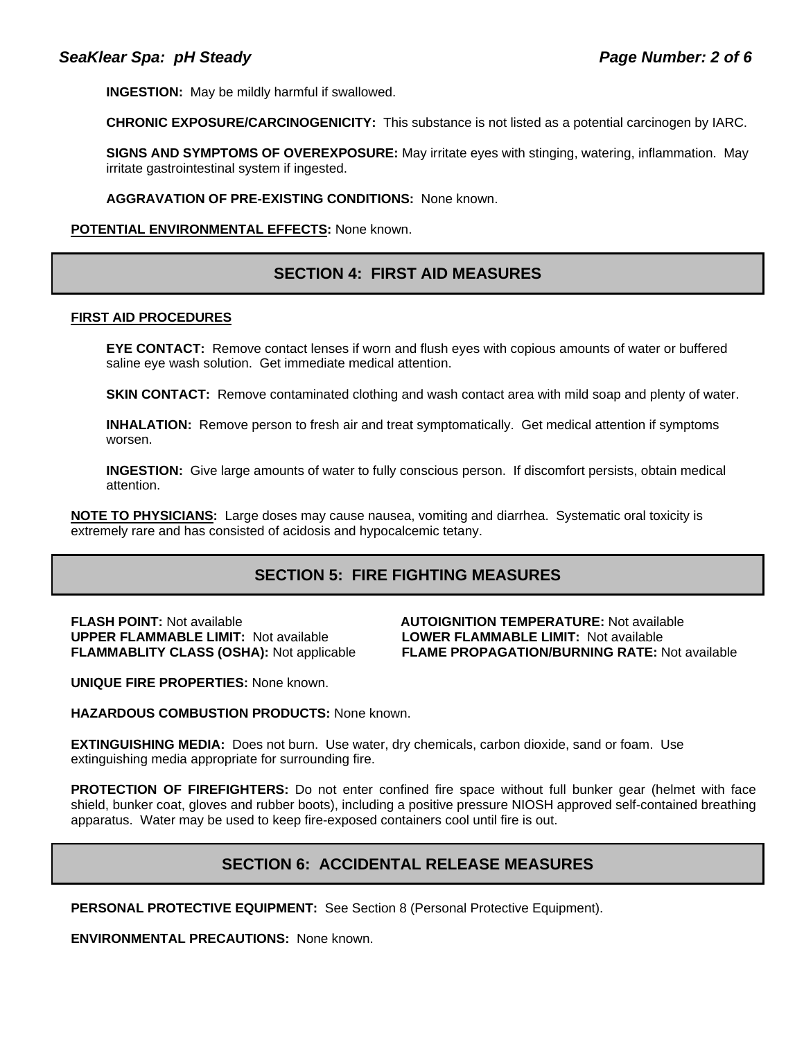**INGESTION:** May be mildly harmful if swallowed.

**CHRONIC EXPOSURE/CARCINOGENICITY:** This substance is not listed as a potential carcinogen by IARC.

**SIGNS AND SYMPTOMS OF OVEREXPOSURE:** May irritate eyes with stinging, watering, inflammation. May irritate gastrointestinal system if ingested.

**AGGRAVATION OF PRE-EXISTING CONDITIONS:** None known.

**POTENTIAL ENVIRONMENTAL EFFECTS:** None known.

## SECTION 4: FIRST AID MEASURES

**FIRST AID PROCEDURES**

**EYE CONTACT:** Remove contact lenses if worn and flush eyes with copious amounts of water or buffered saline eye wash solution. Get immediate medical attention.

**SKIN CONTACT:** Remove contaminated clothing and wash contact area with mild soap and plenty of water.

**INHALATION:** Remove person to fresh air and treat symptomatically. Get medical attention if symptoms worsen.

**INGESTION:** Give large amounts of water to fully conscious person. If discomfort persists, obtain medical attention.

**NOTE TO PHYSICIANS:** Large doses may cause nausea, vomiting and diarrhea. Systematic oral toxicity is extremely rare and has consisted of acidosis and hypocalcemic tetany.

## SECTION 5: FIRE FIGHTING MEASURES

**FLASH POINT:** Not available
**AUTOIGNITION TEMPERATURE:** Not available
**UPPER FLAMMABLE LIMIT:** Not available
**LOWER FLAMMABLE LIMIT:** Not available
**FLAMMABLITY CLASS (OSHA):** Not applicable
**FLAME PROPAGATION/BURNING RATE:** Not available

**UNIQUE FIRE PROPERTIES:** None known.

**HAZARDOUS COMBUSTION PRODUCTS:** None known.

**EXTINGUISHING MEDIA:** Does not burn. Use water, dry chemicals, carbon dioxide, sand or foam. Use extinguishing media appropriate for surrounding fire.

**PROTECTION OF FIREFIGHTERS:** Do not enter confined fire space without full bunker gear (helmet with face shield, bunker coat, gloves and rubber boots), including a positive pressure NIOSH approved self-contained breathing apparatus. Water may be used to keep fire-exposed containers cool until fire is out.

## SECTION 6: ACCIDENTAL RELEASE MEASURES

**PERSONAL PROTECTIVE EQUIPMENT:** See Section 8 (Personal Protective Equipment).

**ENVIRONMENTAL PRECAUTIONS:** None known.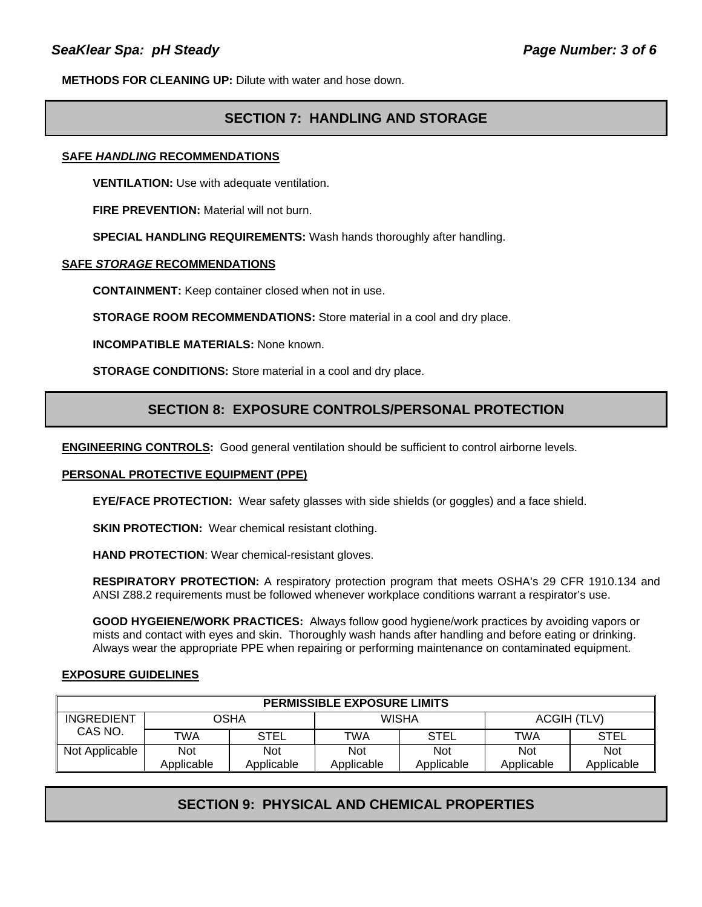**METHODS FOR CLEANING UP:** Dilute with water and hose down.

## SECTION 7: HANDLING AND STORAGE

**SAFE *HANDLING* RECOMMENDATIONS**

**VENTILATION:** Use with adequate ventilation.

**FIRE PREVENTION:** Material will not burn.

**SPECIAL HANDLING REQUIREMENTS:** Wash hands thoroughly after handling.

**SAFE *STORAGE* RECOMMENDATIONS**

**CONTAINMENT:** Keep container closed when not in use.

**STORAGE ROOM RECOMMENDATIONS:** Store material in a cool and dry place.

**INCOMPATIBLE MATERIALS:** None known.

**STORAGE CONDITIONS:** Store material in a cool and dry place.

## SECTION 8: EXPOSURE CONTROLS/PERSONAL PROTECTION

**ENGINEERING CONTROLS:** Good general ventilation should be sufficient to control airborne levels.

**PERSONAL PROTECTIVE EQUIPMENT (PPE)**

**EYE/FACE PROTECTION:** Wear safety glasses with side shields (or goggles) and a face shield.

**SKIN PROTECTION:** Wear chemical resistant clothing.

**HAND PROTECTION**: Wear chemical-resistant gloves.

**RESPIRATORY PROTECTION:** A respiratory protection program that meets OSHA's 29 CFR 1910.134 and ANSI Z88.2 requirements must be followed whenever workplace conditions warrant a respirator's use.

**GOOD HYGEIENE/WORK PRACTICES:** Always follow good hygiene/work practices by avoiding vapors or mists and contact with eyes and skin. Thoroughly wash hands after handling and before eating or drinking. Always wear the appropriate PPE when repairing or performing maintenance on contaminated equipment.

**EXPOSURE GUIDELINES**

| PERMISSIBLE EXPOSURE LIMITS | | | | | | |
|---|---|---|---|---|---|---|
| INGREDIENT CAS NO. | OSHA | | WISHA | | ACGIH (TLV) | |
| | TWA | STEL | TWA | STEL | TWA | STEL |
| Not Applicable | Not Applicable | Not Applicable | Not Applicable | Not Applicable | Not Applicable | Not Applicable |

## SECTION 9: PHYSICAL AND CHEMICAL PROPERTIES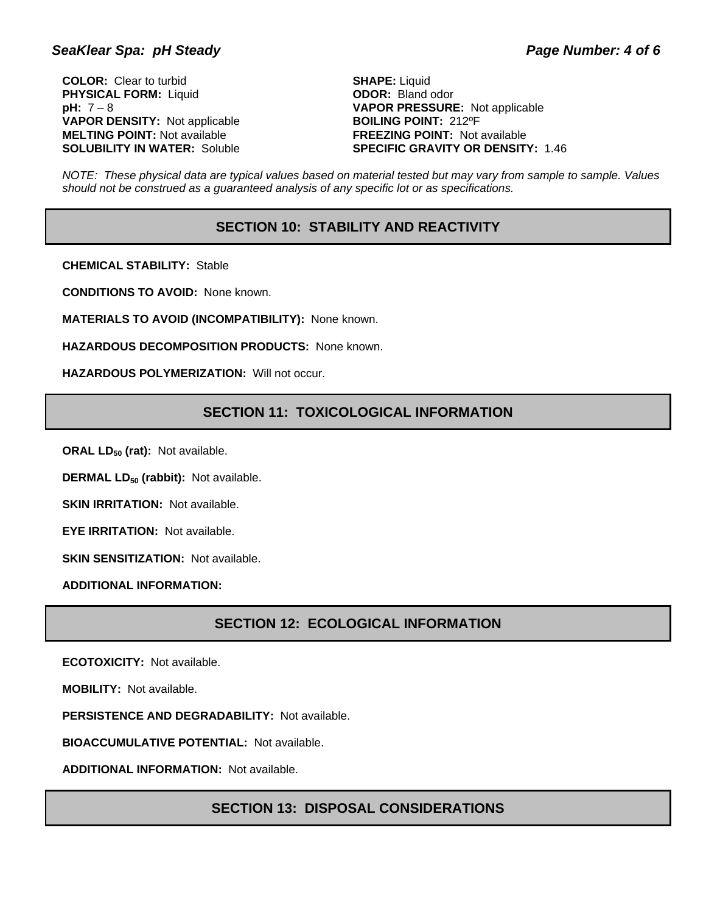**COLOR:** Clear to turbid

**PHYSICAL FORM:** Liquid

**pH:** 7 – 8

**VAPOR DENSITY:** Not applicable

**MELTING POINT:** Not available

**SOLUBILITY IN WATER:** Soluble

**SHAPE:** Liquid

**ODOR:** Bland odor

**VAPOR PRESSURE:** Not applicable

**BOILING POINT:** 212ºF

**FREEZING POINT:** Not available

**SPECIFIC GRAVITY OR DENSITY:** 1.46

*NOTE: These physical data are typical values based on material tested but may vary from sample to sample. Values should not be construed as a guaranteed analysis of any specific lot or as specifications.*

## SECTION 10: STABILITY AND REACTIVITY

**CHEMICAL STABILITY:** Stable

**CONDITIONS TO AVOID:** None known.

**MATERIALS TO AVOID (INCOMPATIBILITY):** None known.

**HAZARDOUS DECOMPOSITION PRODUCTS:** None known.

**HAZARDOUS POLYMERIZATION:** Will not occur.

## SECTION 11: TOXICOLOGICAL INFORMATION

**ORAL $LD_{50}$ (rat):** Not available.

**DERMAL $LD_{50}$ (rabbit):** Not available.

**SKIN IRRITATION:** Not available.

**EYE IRRITATION:** Not available.

**SKIN SENSITIZATION:** Not available.

**ADDITIONAL INFORMATION:**

## SECTION 12: ECOLOGICAL INFORMATION

**ECOTOXICITY:** Not available.

**MOBILITY:** Not available.

**PERSISTENCE AND DEGRADABILITY:** Not available.

**BIOACCUMULATIVE POTENTIAL:** Not available.

**ADDITIONAL INFORMATION:** Not available.

## SECTION 13: DISPOSAL CONSIDERATIONS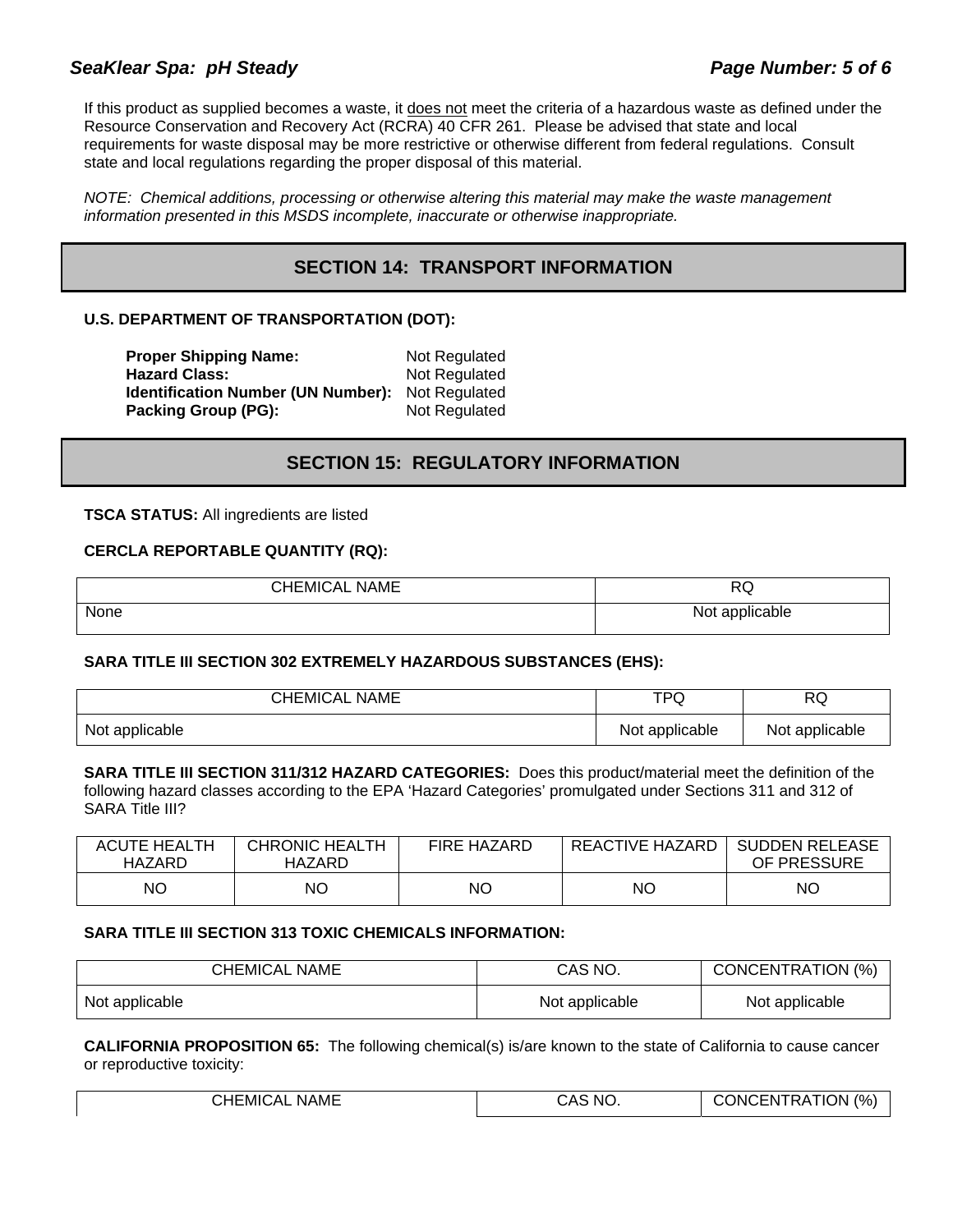If this product as supplied becomes a waste, it does not meet the criteria of a hazardous waste as defined under the Resource Conservation and Recovery Act (RCRA) 40 CFR 261. Please be advised that state and local requirements for waste disposal may be more restrictive or otherwise different from federal regulations. Consult state and local regulations regarding the proper disposal of this material.

*NOTE: Chemical additions, processing or otherwise altering this material may make the waste management information presented in this MSDS incomplete, inaccurate or otherwise inappropriate.*

## SECTION 14: TRANSPORT INFORMATION

**U.S. DEPARTMENT OF TRANSPORTATION (DOT):**

**Proper Shipping Name:** Not Regulated
**Hazard Class:** Not Regulated
**Identification Number (UN Number):** Not Regulated
**Packing Group (PG):** Not Regulated

## SECTION 15: REGULATORY INFORMATION

**TSCA STATUS:** All ingredients are listed

**CERCLA REPORTABLE QUANTITY (RQ):**

| CHEMICAL NAME | RQ |
|---|---|
| None | Not applicable |

**SARA TITLE III SECTION 302 EXTREMELY HAZARDOUS SUBSTANCES (EHS):**

| CHEMICAL NAME | TPQ | RQ |
|---|---|---|
| Not applicable | Not applicable | Not applicable |

**SARA TITLE III SECTION 311/312 HAZARD CATEGORIES:** Does this product/material meet the definition of the following hazard classes according to the EPA 'Hazard Categories' promulgated under Sections 311 and 312 of SARA Title III?

| ACUTE HEALTH HAZARD | CHRONIC HEALTH HAZARD | FIRE HAZARD | REACTIVE HAZARD | SUDDEN RELEASE OF PRESSURE |
|---|---|---|---|---|
| NO | NO | NO | NO | NO |

**SARA TITLE III SECTION 313 TOXIC CHEMICALS INFORMATION:**

| CHEMICAL NAME | CAS NO. | CONCENTRATION (%) |
|---|---|---|
| Not applicable | Not applicable | Not applicable |

**CALIFORNIA PROPOSITION 65:** The following chemical(s) is/are known to the state of California to cause cancer or reproductive toxicity:

| CHEMICAL NAME | CAS NO. | CONCENTRATION (%) |
|---|---|---|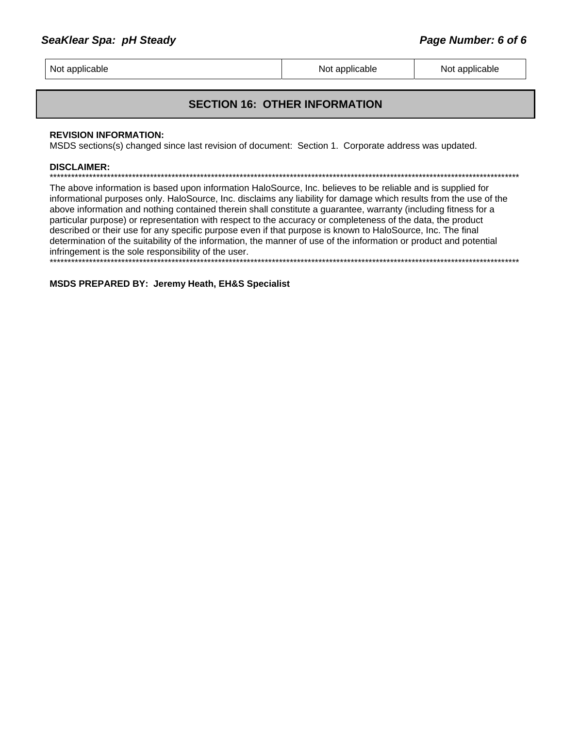| | | |
|---|---|---|
| Not applicable | Not applicable | Not applicable |

## SECTION 16: OTHER INFORMATION

**REVISION INFORMATION:**
MSDS sections(s) changed since last revision of document: Section 1. Corporate address was updated.

**DISCLAIMER:**
*******************************************************************************************************************************************
The above information is based upon information HaloSource, Inc. believes to be reliable and is supplied for informational purposes only. HaloSource, Inc. disclaims any liability for damage which results from the use of the above information and nothing contained therein shall constitute a guarantee, warranty (including fitness for a particular purpose) or representation with respect to the accuracy or completeness of the data, the product described or their use for any specific purpose even if that purpose is known to HaloSource, Inc. The final determination of the suitability of the information, the manner of use of the information or product and potential infringement is the sole responsibility of the user.
*******************************************************************************************************************************************

**MSDS PREPARED BY: Jeremy Heath, EH&S Specialist**